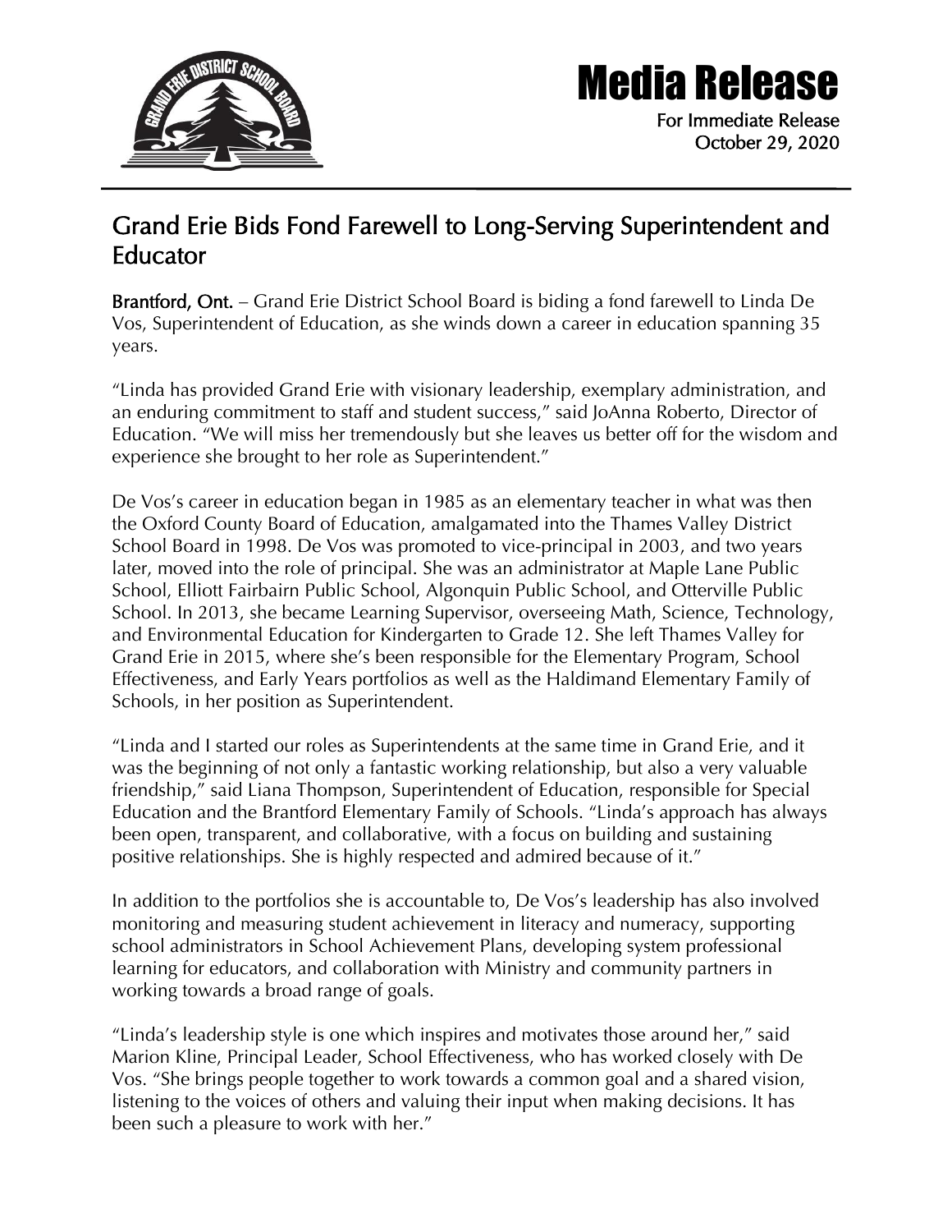# Media Release

For Immediate Release
October 29, 2020

## Grand Erie Bids Fond Farewell to Long-Serving Superintendent and Educator

**Brantford, Ont.** – Grand Erie District School Board is biding a fond farewell to Linda De Vos, Superintendent of Education, as she winds down a career in education spanning 35 years.

"Linda has provided Grand Erie with visionary leadership, exemplary administration, and an enduring commitment to staff and student success," said JoAnna Roberto, Director of Education. "We will miss her tremendously but she leaves us better off for the wisdom and experience she brought to her role as Superintendent."

De Vos's career in education began in 1985 as an elementary teacher in what was then the Oxford County Board of Education, amalgamated into the Thames Valley District School Board in 1998. De Vos was promoted to vice-principal in 2003, and two years later, moved into the role of principal. She was an administrator at Maple Lane Public School, Elliott Fairbairn Public School, Algonquin Public School, and Otterville Public School. In 2013, she became Learning Supervisor, overseeing Math, Science, Technology, and Environmental Education for Kindergarten to Grade 12. She left Thames Valley for Grand Erie in 2015, where she's been responsible for the Elementary Program, School Effectiveness, and Early Years portfolios as well as the Haldimand Elementary Family of Schools, in her position as Superintendent.

"Linda and I started our roles as Superintendents at the same time in Grand Erie, and it was the beginning of not only a fantastic working relationship, but also a very valuable friendship," said Liana Thompson, Superintendent of Education, responsible for Special Education and the Brantford Elementary Family of Schools. "Linda's approach has always been open, transparent, and collaborative, with a focus on building and sustaining positive relationships. She is highly respected and admired because of it."

In addition to the portfolios she is accountable to, De Vos's leadership has also involved monitoring and measuring student achievement in literacy and numeracy, supporting school administrators in School Achievement Plans, developing system professional learning for educators, and collaboration with Ministry and community partners in working towards a broad range of goals.

"Linda's leadership style is one which inspires and motivates those around her," said Marion Kline, Principal Leader, School Effectiveness, who has worked closely with De Vos. "She brings people together to work towards a common goal and a shared vision, listening to the voices of others and valuing their input when making decisions. It has been such a pleasure to work with her."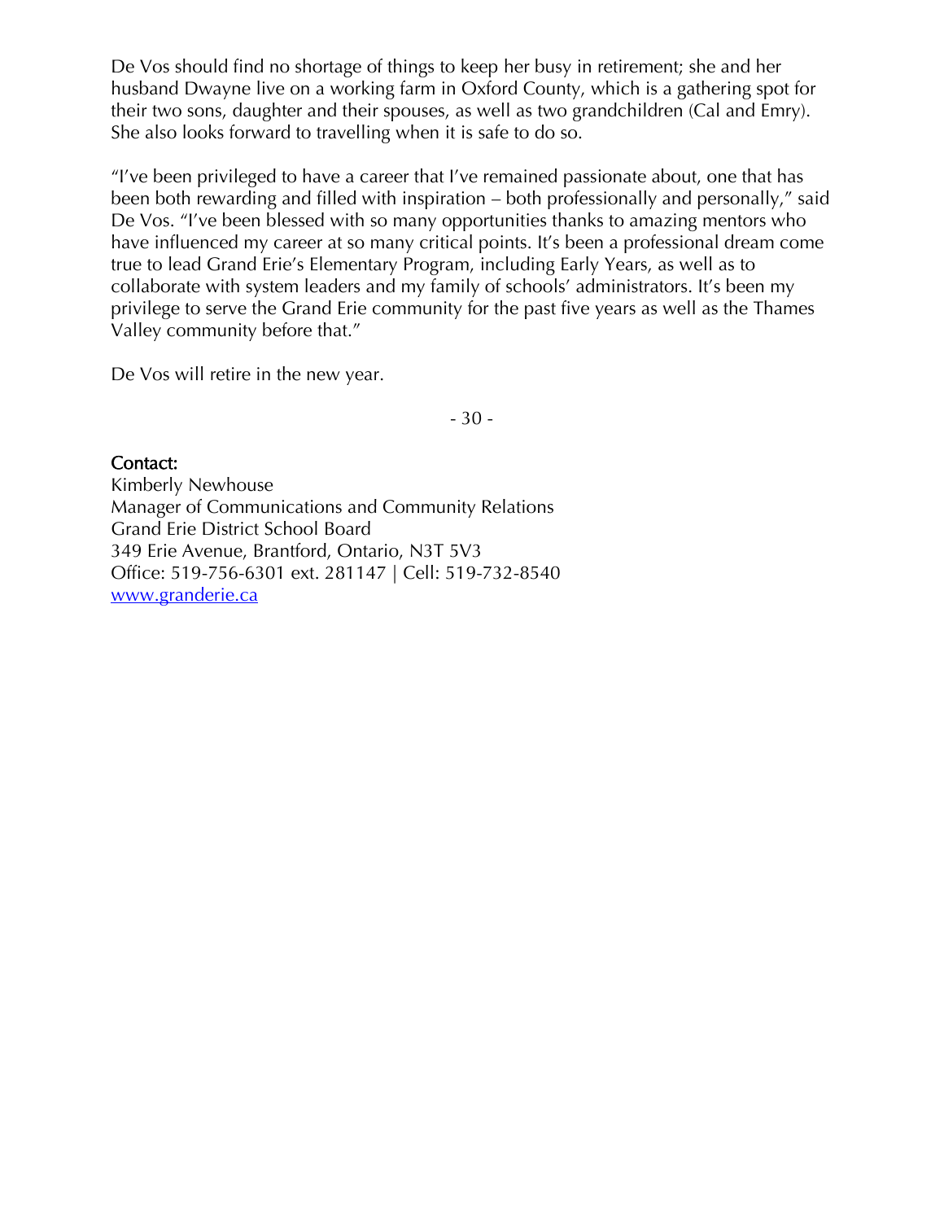De Vos should find no shortage of things to keep her busy in retirement; she and her husband Dwayne live on a working farm in Oxford County, which is a gathering spot for their two sons, daughter and their spouses, as well as two grandchildren (Cal and Emry). She also looks forward to travelling when it is safe to do so.

"I've been privileged to have a career that I've remained passionate about, one that has been both rewarding and filled with inspiration – both professionally and personally," said De Vos. "I've been blessed with so many opportunities thanks to amazing mentors who have influenced my career at so many critical points. It's been a professional dream come true to lead Grand Erie's Elementary Program, including Early Years, as well as to collaborate with system leaders and my family of schools' administrators. It's been my privilege to serve the Grand Erie community for the past five years as well as the Thames Valley community before that."

De Vos will retire in the new year.

- 30 -

**Contact:**
Kimberly Newhouse
Manager of Communications and Community Relations
Grand Erie District School Board
349 Erie Avenue, Brantford, Ontario, N3T 5V3
Office: 519-756-6301 ext. 281147 | Cell: 519-732-8540
www.granderie.ca